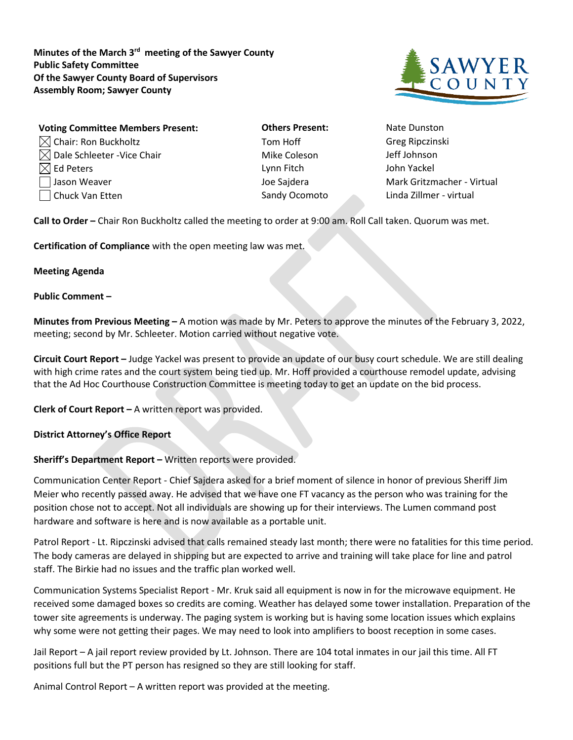**Minutes of the March 3rd meeting of the Sawyer County Public Safety Committee Of the Sawyer County Board of Supervisors Assembly Room; Sawyer County**

| Voting Committee Members Present: | Others Present: | |
|---|---|---|
| ☒ Chair: Ron Buckholtz | Tom Hoff | Nate Dunston |
| ☒ Dale Schleeter -Vice Chair | Mike Coleson | Greg Ripczinski |
| ☒ Ed Peters | Lynn Fitch | Jeff Johnson |
| ☐ Jason Weaver | Joe Sajdera | John Yackel |
| ☐ Chuck Van Etten | Sandy Ocomoto | Mark Gritzmacher - Virtual |
| | | Linda Zillmer - virtual |

**Call to Order –** Chair Ron Buckholtz called the meeting to order at 9:00 am. Roll Call taken. Quorum was met.

**Certification of Compliance** with the open meeting law was met.

**Meeting Agenda**

**Public Comment –**

**Minutes from Previous Meeting –** A motion was made by Mr. Peters to approve the minutes of the February 3, 2022, meeting; second by Mr. Schleeter. Motion carried without negative vote.

**Circuit Court Report –** Judge Yackel was present to provide an update of our busy court schedule. We are still dealing with high crime rates and the court system being tied up. Mr. Hoff provided a courthouse remodel update, advising that the Ad Hoc Courthouse Construction Committee is meeting today to get an update on the bid process.

**Clerk of Court Report –** A written report was provided.

**District Attorney's Office Report**

**Sheriff's Department Report –** Written reports were provided.

Communication Center Report - Chief Sajdera asked for a brief moment of silence in honor of previous Sheriff Jim Meier who recently passed away. He advised that we have one FT vacancy as the person who was training for the position chose not to accept. Not all individuals are showing up for their interviews. The Lumen command post hardware and software is here and is now available as a portable unit.

Patrol Report - Lt. Ripczinski advised that calls remained steady last month; there were no fatalities for this time period. The body cameras are delayed in shipping but are expected to arrive and training will take place for line and patrol staff. The Birkie had no issues and the traffic plan worked well.

Communication Systems Specialist Report - Mr. Kruk said all equipment is now in for the microwave equipment. He received some damaged boxes so credits are coming. Weather has delayed some tower installation. Preparation of the tower site agreements is underway. The paging system is working but is having some location issues which explains why some were not getting their pages. We may need to look into amplifiers to boost reception in some cases.

Jail Report – A jail report review provided by Lt. Johnson. There are 104 total inmates in our jail this time. All FT positions full but the PT person has resigned so they are still looking for staff.

Animal Control Report – A written report was provided at the meeting.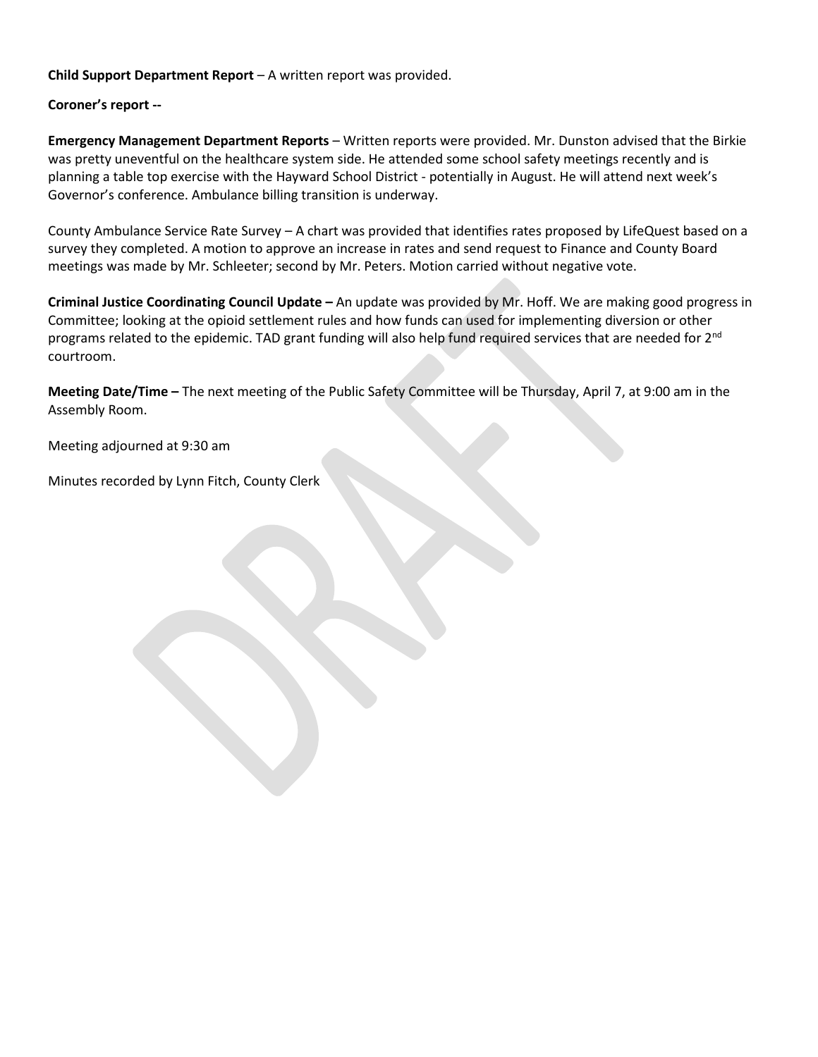**Child Support Department Report** – A written report was provided.

**Coroner's report --**

**Emergency Management Department Reports** – Written reports were provided. Mr. Dunston advised that the Birkie was pretty uneventful on the healthcare system side. He attended some school safety meetings recently and is planning a table top exercise with the Hayward School District - potentially in August. He will attend next week's Governor's conference. Ambulance billing transition is underway.

County Ambulance Service Rate Survey – A chart was provided that identifies rates proposed by LifeQuest based on a survey they completed. A motion to approve an increase in rates and send request to Finance and County Board meetings was made by Mr. Schleeter; second by Mr. Peters. Motion carried without negative vote.

**Criminal Justice Coordinating Council Update –** An update was provided by Mr. Hoff. We are making good progress in Committee; looking at the opioid settlement rules and how funds can used for implementing diversion or other programs related to the epidemic. TAD grant funding will also help fund required services that are needed for 2nd courtroom.

**Meeting Date/Time –** The next meeting of the Public Safety Committee will be Thursday, April 7, at 9:00 am in the Assembly Room.

Meeting adjourned at 9:30 am

Minutes recorded by Lynn Fitch, County Clerk